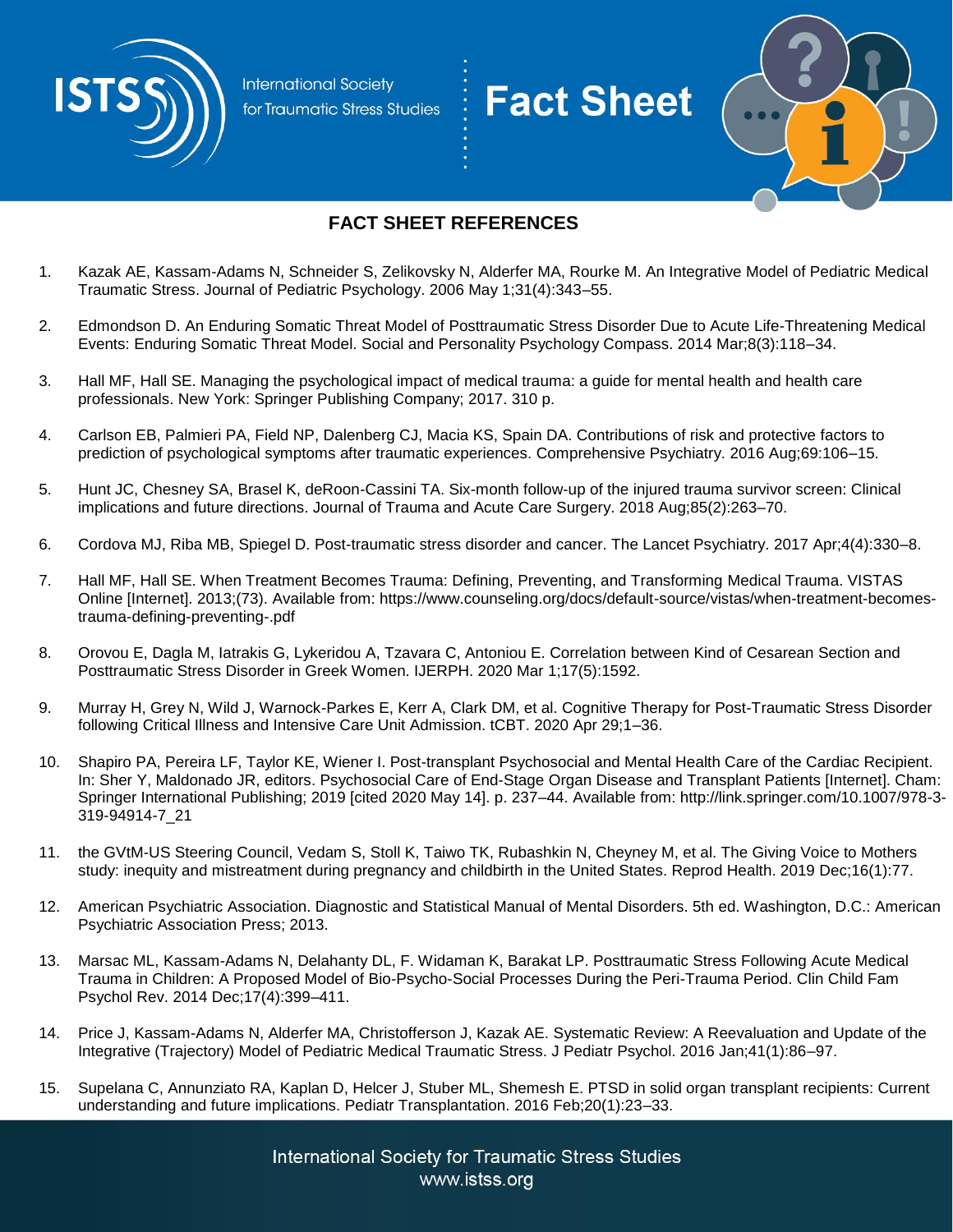International Society for Traumatic Stress Studies

# Fact Sheet

## FACT SHEET REFERENCES

1. Kazak AE, Kassam-Adams N, Schneider S, Zelikovsky N, Alderfer MA, Rourke M. An Integrative Model of Pediatric Medical Traumatic Stress. Journal of Pediatric Psychology. 2006 May 1;31(4):343–55.

2. Edmondson D. An Enduring Somatic Threat Model of Posttraumatic Stress Disorder Due to Acute Life-Threatening Medical Events: Enduring Somatic Threat Model. Social and Personality Psychology Compass. 2014 Mar;8(3):118–34.

3. Hall MF, Hall SE. Managing the psychological impact of medical trauma: a guide for mental health and health care professionals. New York: Springer Publishing Company; 2017. 310 p.

4. Carlson EB, Palmieri PA, Field NP, Dalenberg CJ, Macia KS, Spain DA. Contributions of risk and protective factors to prediction of psychological symptoms after traumatic experiences. Comprehensive Psychiatry. 2016 Aug;69:106–15.

5. Hunt JC, Chesney SA, Brasel K, deRoon-Cassini TA. Six-month follow-up of the injured trauma survivor screen: Clinical implications and future directions. Journal of Trauma and Acute Care Surgery. 2018 Aug;85(2):263–70.

6. Cordova MJ, Riba MB, Spiegel D. Post-traumatic stress disorder and cancer. The Lancet Psychiatry. 2017 Apr;4(4):330–8.

7. Hall MF, Hall SE. When Treatment Becomes Trauma: Defining, Preventing, and Transforming Medical Trauma. VISTAS Online [Internet]. 2013;(73). Available from: https://www.counseling.org/docs/default-source/vistas/when-treatment-becomes-trauma-defining-preventing-.pdf

8. Orovou E, Dagla M, Iatrakis G, Lykeridou A, Tzavara C, Antoniou E. Correlation between Kind of Cesarean Section and Posttraumatic Stress Disorder in Greek Women. IJERPH. 2020 Mar 1;17(5):1592.

9. Murray H, Grey N, Wild J, Warnock-Parkes E, Kerr A, Clark DM, et al. Cognitive Therapy for Post-Traumatic Stress Disorder following Critical Illness and Intensive Care Unit Admission. tCBT. 2020 Apr 29;1–36.

10. Shapiro PA, Pereira LF, Taylor KE, Wiener I. Post-transplant Psychosocial and Mental Health Care of the Cardiac Recipient. In: Sher Y, Maldonado JR, editors. Psychosocial Care of End-Stage Organ Disease and Transplant Patients [Internet]. Cham: Springer International Publishing; 2019 [cited 2020 May 14]. p. 237–44. Available from: http://link.springer.com/10.1007/978-3-319-94914-7_21

11. the GVtM-US Steering Council, Vedam S, Stoll K, Taiwo TK, Rubashkin N, Cheyney M, et al. The Giving Voice to Mothers study: inequity and mistreatment during pregnancy and childbirth in the United States. Reprod Health. 2019 Dec;16(1):77.

12. American Psychiatric Association. Diagnostic and Statistical Manual of Mental Disorders. 5th ed. Washington, D.C.: American Psychiatric Association Press; 2013.

13. Marsac ML, Kassam-Adams N, Delahanty DL, F. Widaman K, Barakat LP. Posttraumatic Stress Following Acute Medical Trauma in Children: A Proposed Model of Bio-Psycho-Social Processes During the Peri-Trauma Period. Clin Child Fam Psychol Rev. 2014 Dec;17(4):399–411.

14. Price J, Kassam-Adams N, Alderfer MA, Christofferson J, Kazak AE. Systematic Review: A Reevaluation and Update of the Integrative (Trajectory) Model of Pediatric Medical Traumatic Stress. J Pediatr Psychol. 2016 Jan;41(1):86–97.

15. Supelana C, Annunziato RA, Kaplan D, Helcer J, Stuber ML, Shemesh E. PTSD in solid organ transplant recipients: Current understanding and future implications. Pediatr Transplantation. 2016 Feb;20(1):23–33.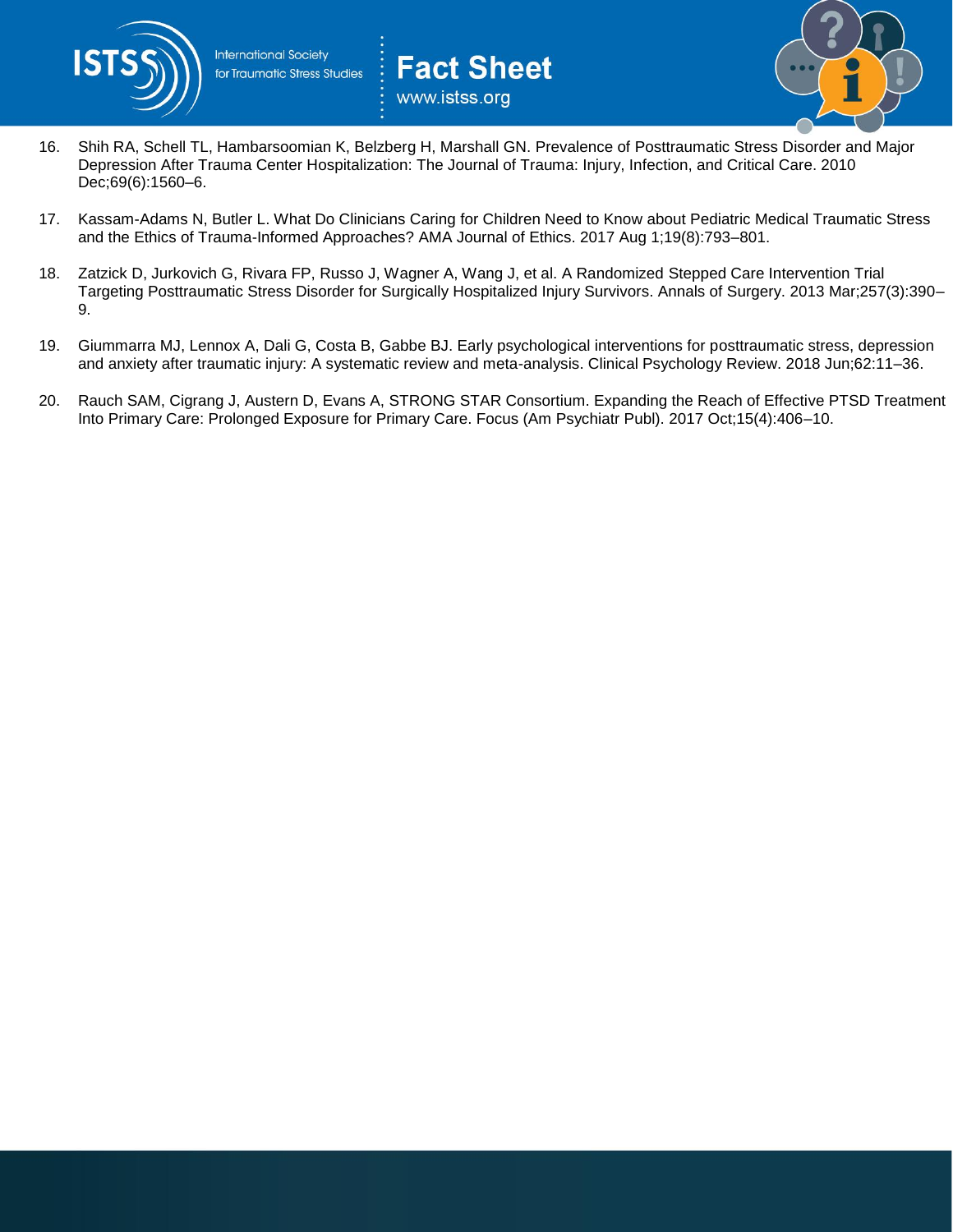16. Shih RA, Schell TL, Hambarsoomian K, Belzberg H, Marshall GN. Prevalence of Posttraumatic Stress Disorder and Major Depression After Trauma Center Hospitalization: The Journal of Trauma: Injury, Infection, and Critical Care. 2010 Dec;69(6):1560–6.

17. Kassam-Adams N, Butler L. What Do Clinicians Caring for Children Need to Know about Pediatric Medical Traumatic Stress and the Ethics of Trauma-Informed Approaches? AMA Journal of Ethics. 2017 Aug 1;19(8):793–801.

18. Zatzick D, Jurkovich G, Rivara FP, Russo J, Wagner A, Wang J, et al. A Randomized Stepped Care Intervention Trial Targeting Posttraumatic Stress Disorder for Surgically Hospitalized Injury Survivors. Annals of Surgery. 2013 Mar;257(3):390–9.

19. Giummarra MJ, Lennox A, Dali G, Costa B, Gabbe BJ. Early psychological interventions for posttraumatic stress, depression and anxiety after traumatic injury: A systematic review and meta-analysis. Clinical Psychology Review. 2018 Jun;62:11–36.

20. Rauch SAM, Cigrang J, Austern D, Evans A, STRONG STAR Consortium. Expanding the Reach of Effective PTSD Treatment Into Primary Care: Prolonged Exposure for Primary Care. Focus (Am Psychiatr Publ). 2017 Oct;15(4):406–10.